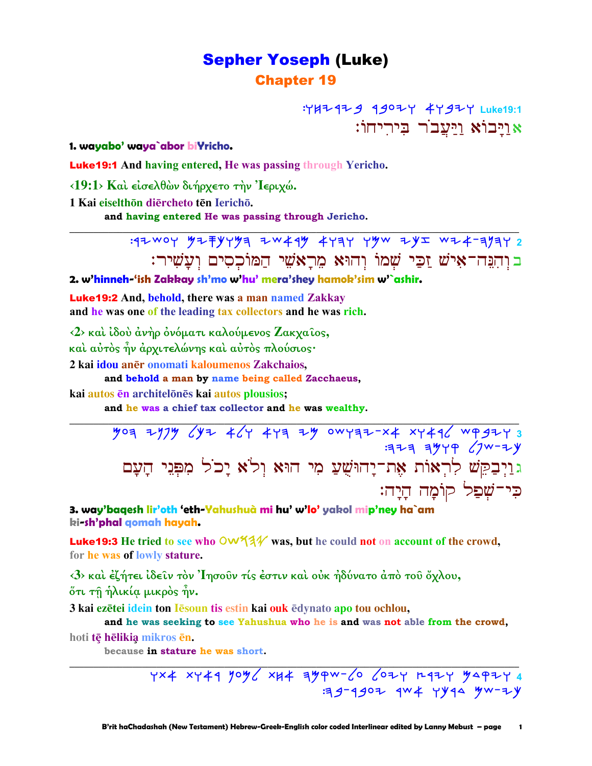# Sepher Yoseph (Luke)

## Chapter 19

:ויחירב רבעיו אובויו Luke19:1

אוַיָּבוֹא וַיַּעֲבֹר בִּירִיחוֹ׃

**1. wayabo' waya`abor biYricho.**

**Luke19:1** And having entered, He was passing through Yericho.

‹19:1› Καὶ εἰσελθὼν διήρχετο τὴν Ἰεριχώ.

1 Kai eiselthōn diērcheto tēn Ierichō.

and having entered He was passing through Jericho.

---

:רישעו םיסכומה ישארמ אוהו ומש יכז שיא-הנהו 2

בוְהִנֵּה־אִישׁ זַכַּי שְׁמוֹ וְהוּא מֵרָאשֵׁי הַמּוֹכְסִים וְעָשִׁיר׃

**2. w'hinneh-'ish Zakkay sh'mo w'hu' mera'shey hamok'sim w'`ashir.**

**Luke19:2** And, behold, there was a man named Zakkay and he was one of the leading tax collectors and he was rich.

‹2› καὶ ἰδοὺ ἀνὴρ ὀνόματι καλούμενος Ζακχαῖος, καὶ αὐτὸς ἦν ἀρχιτελώνης καὶ αὐτὸς πλούσιος·

2 kai idou anēr onomati kaloumenos Zakchaios,

and behold a man by name being called Zacchaeus,

kai autos ēn architelōnēs kai autos plousios;

and he was a chief tax collector and he was wealthy.

---

םעה ינפמ לכי אלו אוה ימ עשוהי-תא תוארל שקביו 3
:היה המוק לפש-יכ

גוַיְבַקֵּשׁ לִרְאוֹת אֶת־יָהוּשֻׁעַ מִי הוּא וְלֹא יָכֹל מִפְּנֵי הָעָם כִּי־שְׁפַל קוֹמָה הָיָה׃

**3. way'baqesh lir'oth 'eth-Yahushuà mi hu' w'lo' yakol mip'ney ha`am ki-sh'phal qomah hayah.**

**Luke19:3** He tried to see who עשוהי was, but he could not on account of the crowd, for he was of lowly stature.

‹3› καὶ ἐζήτει ἰδεῖν τὸν Ἰησοῦν τίς ἐστιν καὶ οὐκ ἠδύνατο ἀπὸ τοῦ ὄχλου, ὅτι τῇ ἡλικίᾳ μικρὸς ἦν.

3 kai ezētei idein ton Iēsoun tis estin kai ouk ēdynato apo tou ochlou,

and he was seeking to see Yahushua who he is and was not able from the crowd,

hoti tē hēlikia mikros ēn.

because in stature he was short.

---

ותא תוארל ןעמל תחא הימקש-לע לעיו ץריו םדקיו 4
:וב-רבעי רשא ונמד םש-יכ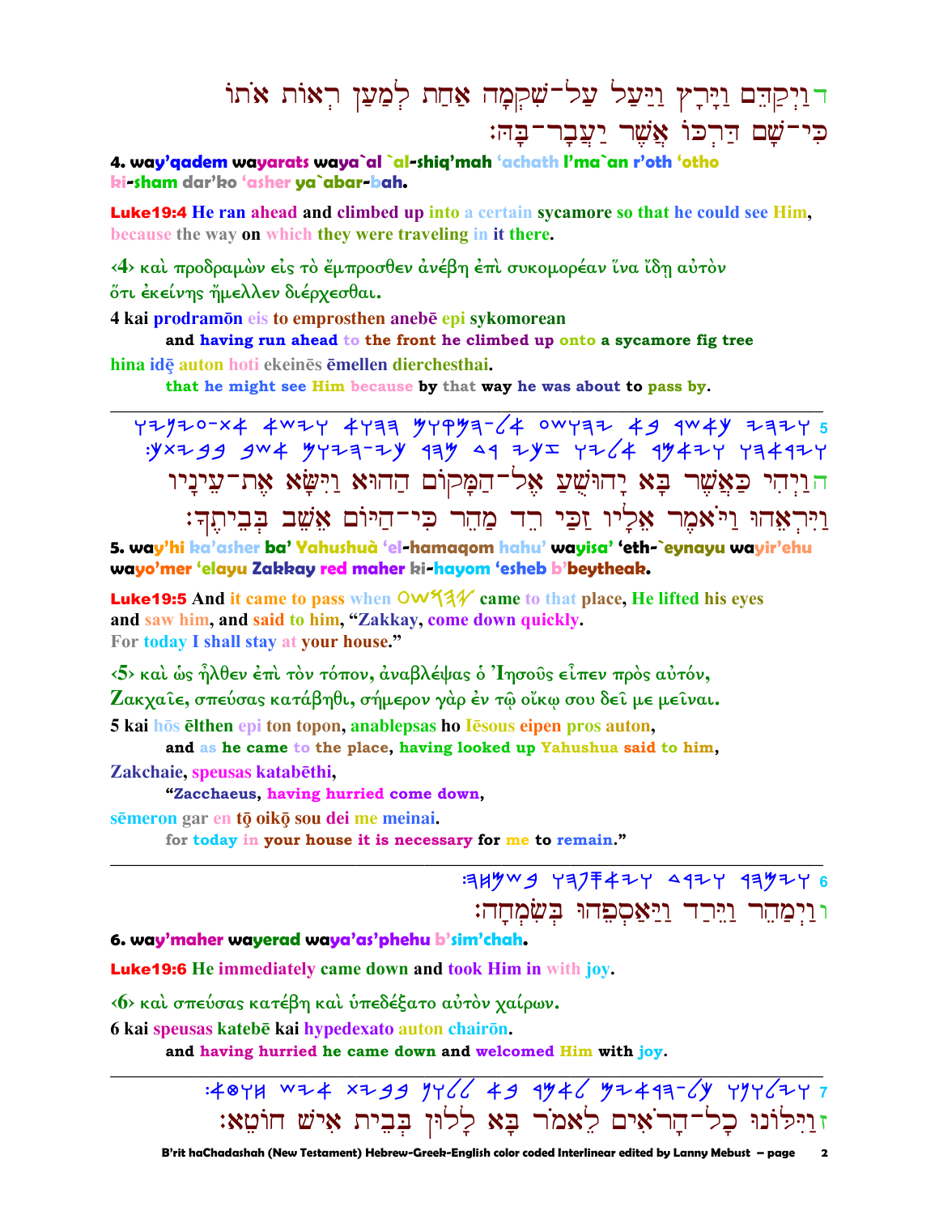ד וַיְקַדֵּם וַיָּרָץ וַיַּעַל עַל־שִׁקְמָה אַחַת לְמַעַן רְאוֹת אֹתוֹ כִּי־שָׁם דַּרְכּוֹ אֲשֶׁר יַעֲבָר־בָּהּ׃

**4. way'qadem wayarats waya`al `al-shiq'mah 'achath l'ma`an r'oth 'otho ki-sham dar'ko 'asher ya`abar-bah.**

**Luke19:4 He ran ahead and climbed up into a certain sycamore so that he could see Him, because the way on which they were traveling in it there.**

‹4› καὶ προδραμὼν εἰς τὸ ἔμπροσθεν ἀνέβη ἐπὶ συκομορέαν ἵνα ἴδῃ αὐτὸν ὅτι ἐκείνης ἤμελλεν διέρχεσθαι.

**4 kai prodramōn eis to emprosthen anebē epi sykomorean**
**and having run ahead to the front he climbed up onto a sycamore fig tree**

**hina idē auton hoti ekeinēs ēmellen dierchesthai.**
**that he might see Him because by that way he was about to pass by.**

---

ה וַיְהִי כַּאֲשֶׁר בָּא יָהוּשֻׁעַ אֶל־הַמָּקוֹם הַהוּא וַיִּשָּׂא אֶת־עֵינָיו וַיִּרְאֵהוּ וַיֹּאמֶר אֵלָיו זַכַּי רֵד מַהֵר כִּי־הַיּוֹם אֵשֵׁב בְּבֵיתֶךָ׃

**5. way'hi ka'asher ba' Yahushuà 'el-hamaqom hahu' wayisa' 'eth-`eynayu wayir'ehu wayo'mer 'elayu Zakkay red maher ki-hayom 'esheb b'beytheak.**

**Luke19:5 And it came to pass when 𐤏𐤔𐤅𐤄𐤉 came to that place, He lifted his eyes and saw him, and said to him, "Zakkay, come down quickly. For today I shall stay at your house."**

‹5› καὶ ὡς ἦλθεν ἐπὶ τὸν τόπον, ἀναβλέψας ὁ Ἰησοῦς εἶπεν πρὸς αὐτόν, Ζακχαῖε, σπεύσας κατάβηθι, σήμερον γὰρ ἐν τῷ οἴκῳ σου δεῖ με μεῖναι.

**5 kai hōs ēlthen epi ton topon, anablepsas ho Iēsous eipen pros auton,**
**and as he came to the place, having looked up Yahushua said to him,**

**Zakchaie, speusas katabēthi,**
**"Zacchaeus, having hurried come down,**

**sēmeron gar en tō oikō sou dei me meinai.**
**for today in your house it is necessary for me to remain."**

---

ו וַיְמַהֵר וַיֵּרֶד וַיַּאַסְפֵהוּ בְּשִׂמְחָה׃

**6. way'maher wayerad waya'as'phehu b'sim'chah.**

**Luke19:6 He immediately came down and took Him in with joy.**

‹6› καὶ σπεύσας κατέβη καὶ ὑπεδέξατο αὐτὸν χαίρων.

**6 kai speusas katebē kai hypedexato auton chairōn.**
**and having hurried he came down and welcomed Him with joy.**

---

ז וַיִּלּוֹנוּ כָל־הָרֹאִים לֵאמֹר בָּא לָלוּן בְּבֵית אִישׁ חוֹטֵא׃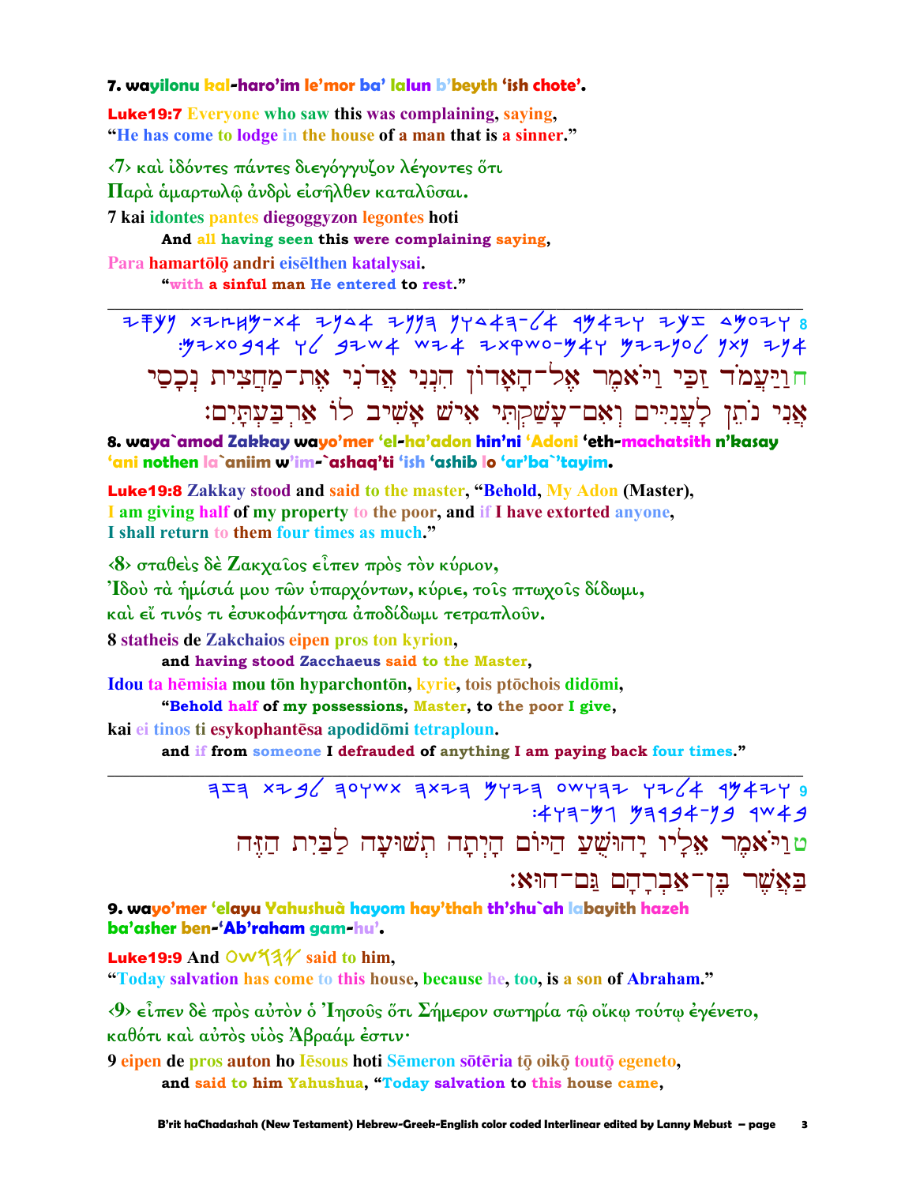**7. wayilonu kal-haro'im le'mor ba' lalun b'beyth 'ish chote'.**

**Luke19:7** Everyone who saw this was complaining, saying, "He has come to lodge in the house of a man that is a sinner."

‹7› καὶ ἰδόντες πάντες διεγόγγυζον λέγοντες ὅτι Παρὰ ἁμαρτωλῷ ἀνδρὶ εἰσῆλθεν καταλῦσαι.

7 kai idontes pantes diegoggyzon legontes hoti

**And all having seen this were complaining saying,**

Para hamartōlō andri eisēlthen katalysai.

**"with a sinful man He entered to rest."**

---

ח וַיַּעֲמֹד זַכַּי וַיֹּאמֶר אֶל־הָאָדוֹן הִנְנִי אֲדֹנִי אֶת־מַחֲצִית נְכָסַי אֲנִי נֹתֵן לָעֲנִיִּים וְאִם־עָשַׁקְתִּי אִישׁ אָשִׁיב לוֹ אַרְבַּעְתָּיִם׃

**8. waya`amod Zakkay wayo'mer 'el-ha'adon hin'ni 'Adoni 'eth-machatsith n'kasay 'ani nothen la`aniim w'im-`ashaq'ti 'ish 'ashib lo 'ar'ba`'tayim.**

**Luke19:8** Zakkay stood and said to the master, "Behold, My Adon (Master), I am giving half of my property to the poor, and if I have extorted anyone, I shall return to them four times as much."

‹8› σταθεὶς δὲ Ζακχαῖος εἶπεν πρὸς τὸν κύριον, Ἰδοὺ τὰ ἡμίσιά μου τῶν ὑπαρχόντων, κύριε, τοῖς πτωχοῖς δίδωμι, καὶ εἴ τινός τι ἐσυκοφάντησα ἀποδίδωμι τετραπλοῦν.

8 statheis de Zakchaios eipen pros ton kyrion,

**and having stood Zacchaeus said to the Master,**

Idou ta hēmisia mou tōn hyparchontōn, kyrie, tois ptōchois didōmi,

**"Behold half of my possessions, Master, to the poor I give,**

kai ei tinos ti esykophantēsa apodidōmi tetraploun.

**and if from someone I defrauded of anything I am paying back four times."**

---

ט וַיֹּאמֶר אֵלָיו יְהוֹשֻׁעַ הַיּוֹם הָיְתָה תְשׁוּעָה לַבַּיִת הַזֶּה בַּאֲשֶׁר בֶּן־אַבְרָהָם גַּם־הוּא׃

**9. wayo'mer 'elayu Yahushuà hayom hay'thah th'shu`ah labayith hazeh ba'asher ben-'Ab'raham gam-hu'.**

**Luke19:9** And 𐤏𐤔𐤅𐤄𐤉 said to him, "Today salvation has come to this house, because he, too, is a son of Abraham."

‹9› εἶπεν δὲ πρὸς αὐτὸν ὁ Ἰησοῦς ὅτι Σήμερον σωτηρία τῷ οἴκῳ τούτῳ ἐγένετο, καθότι καὶ αὐτὸς υἱὸς Ἀβραάμ ἐστιν·

9 eipen de pros auton ho Iēsous hoti Sēmeron sōtēria tō oikō toutō egeneto,

**and said to him Yahushua, "Today salvation to this house came,**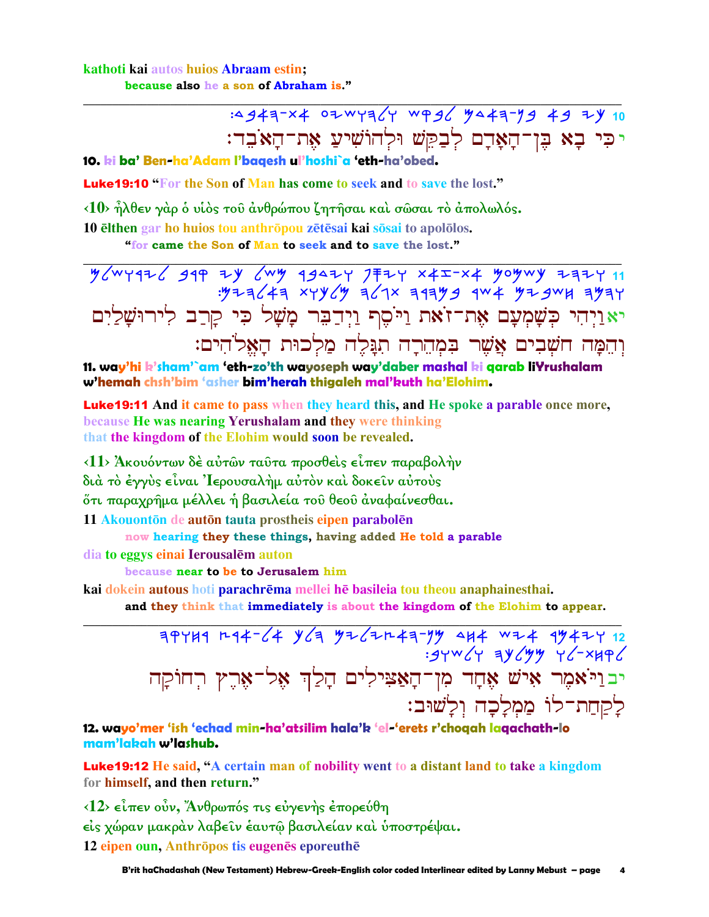kathoti kai autos huios Abraam estin;
because also he a son of Abraham is."

---

:𐤃𐤁𐤀𐤄-𐤕𐤀 𐤏𐤉𐤔𐤅𐤄𐤋𐤅 𐤔𐤒𐤁𐤋 𐤌𐤃𐤀𐤄-𐤍𐤁 𐤀𐤁 𐤉𐤊 10

יכִּי בָא בֶּן־הָאָדָם לְבַקֵּשׁ וּלְהוֹשִׁיעַ אֶת־הָאֹבֵד׃

**10. ki ba' Ben-ha'Adam l'baqesh ul'hoshi`a 'eth-ha'obed.**

**Luke19:10** "For the Son of Man has come to seek and to save the lost."

‹10› ἦλθεν γὰρ ὁ υἱὸς τοῦ ἀνθρώπου ζητῆσαι καὶ σῶσαι τὸ ἀπολωλός.

10 ēlthen gar ho huios tou anthrōpou zētēsai kai sōsai to apolōlos.
"for came the Son of Man to seek and to save the lost."

---

𐤌𐤋𐤔𐤅𐤓𐤉𐤋 𐤁𐤓𐤒 𐤉𐤊 𐤋𐤔𐤌 𐤓𐤁𐤃𐤉𐤅 𐤐𐤎𐤉𐤅 𐤕𐤀𐤆-𐤕𐤀 𐤌𐤏𐤌𐤔𐤊 𐤉𐤄𐤉𐤅 11
:𐤌𐤉𐤄𐤋𐤀𐤄 𐤕𐤅𐤊𐤋𐤌 𐤄𐤋𐤂𐤕 𐤄𐤓𐤄𐤌𐤁 𐤓𐤔𐤀 𐤌𐤉𐤁𐤔𐤇 𐤄𐤌𐤄𐤅

יאוַיְהִי כְּשָׁמְעָם אֶת־זֹאת וַיֹּסֶף וַיְדַבֵּר מָשָׁל כִּי קָרַב לִירוּשָׁלַיִם וְהֵמָּה חֹשְׁבִים אֲשֶׁר בִּמְהֵרָה תִגָּלֶה מַלְכוּת הָאֱלֹהִים׃

**11. way'hi k'sham'`am 'eth-zo'th wayoseph way'daber mashal ki qarab liYrushalam w'hemah chsh'bim 'asher bim'herah thigaleh mal'kuth ha'Elohim.**

**Luke19:11** And it came to pass when they heard this, and He spoke a parable once more, because He was nearing Yerushalam and they were thinking that the kingdom of the Elohim would soon be revealed.

‹11› Ἀκουόντων δὲ αὐτῶν ταῦτα προσθεὶς εἶπεν παραβολὴν διὰ τὸ ἐγγὺς εἶναι Ἰερουσαλὴμ αὐτὸν καὶ δοκεῖν αὐτοὺς ὅτι παραχρῆμα μέλλει ἡ βασιλεία τοῦ θεοῦ ἀναφαίνεσθαι.

11 Akouontōn de autōn tauta prostheis eipen parabolēn
now hearing they these things, having added He told a parable
dia to eggys einai Ierousalēm auton
because near to be to Jerusalem him
kai dokein autous hoti parachrēma mellei hē basileia tou theou anaphainesthai.
and they think that immediately is about the kingdom of the Elohim to appear.

---

𐤄𐤒𐤅𐤇𐤓 𐤑𐤓𐤀-𐤋𐤀 𐤊𐤋𐤄 𐤌𐤉𐤋𐤉𐤑𐤀𐤄-𐤍𐤌 𐤃𐤇𐤀 𐤔𐤉𐤀 𐤓𐤌𐤀𐤉𐤅 12
:𐤁𐤅𐤔𐤋𐤅 𐤄𐤊𐤋𐤌𐤌 𐤅𐤋-𐤕𐤇𐤒𐤋

יבוַיֹּאמֶר אִישׁ אֶחָד מִן־הָאֲצִילִים הָלַךְ אֶל־אֶרֶץ רְחוֹקָה לָקַחַת־לוֹ מַמְלָכָה וְלָשׁוּב׃

**12. wayo'mer 'ish 'echad min-ha'atsilim hala'k 'el-'erets r'choqah laqachath-lo mam'lakah w'lashub.**

**Luke19:12** He said, "A certain man of nobility went to a distant land to take a kingdom for himself, and then return."

‹12› εἶπεν οὖν, Ἄνθρωπός τις εὐγενὴς ἐπορεύθη εἰς χώραν μακρὰν λαβεῖν ἑαυτῷ βασιλείαν καὶ ὑποστρέψαι.

12 eipen oun, Anthrōpos tis eugenēs eporeuthē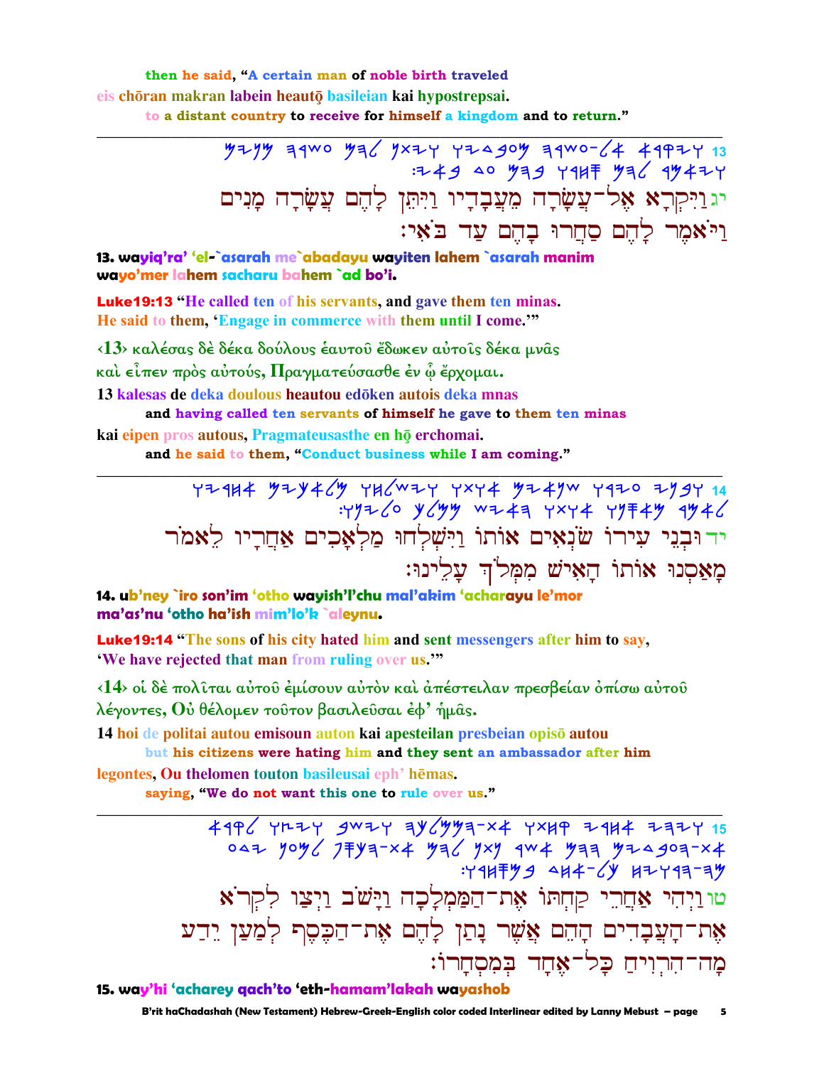then he said, "A certain man of noble birth traveled
eis chōran makran labein heautō basileian kai hypostrepsai.
to a distant country to receive for himself a kingdom and to return."

---

יג וַיִּקְרָא אֶל־עֲשָׂרָה מֵעֲבָדָיו וַיִּתֵּן לָהֶם עֲשָׂרָה מָנִים
וַיֹּאמֶר לָהֶם סַחֲרוּ בָהֶם עַד בֹּאִי׃

**13. wayiq'ra' 'el-`asarah me`abadayu wayiten lahem `asarah manim wayo'mer lahem sacharu bahem `ad bo'i.**

**Luke19:13** "He called ten of his servants, and gave them ten minas. He said to them, 'Engage in commerce with them until I come.'"

‹13› καλέσας δὲ δέκα δούλους ἑαυτοῦ ἔδωκεν αὐτοῖς δέκα μνᾶς καὶ εἶπεν πρὸς αὐτούς, Πραγματεύσασθε ἐν ᾧ ἔρχομαι.

13 kalesas de deka doulous heautou edōken autois deka mnas
and having called ten servants of himself he gave to them ten minas
kai eipen pros autous, Pragmateusasthe en hō erchomai.
and he said to them, "Conduct business while I am coming."

---

יד וּבְנֵי עִירוֹ שֹׂנְאִים אוֹתוֹ וַיִּשְׁלְחוּ מַלְאָכִים אַחֲרָיו לֵאמֹר
מָאַסְנוּ אוֹתוֹ הָאִישׁ מִמְּלֹךְ עָלֵינוּ׃

**14. ub'ney `iro son'im 'otho wayish'l'chu mal'akim 'acharayu le'mor ma'as'nu 'otho ha'ish mim'lo'k `aleynu.**

**Luke19:14** "The sons of his city hated him and sent messengers after him to say, 'We have rejected that man from ruling over us.'"

‹14› οἱ δὲ πολῖται αὐτοῦ ἐμίσουν αὐτὸν καὶ ἀπέστειλαν πρεσβείαν ὀπίσω αὐτοῦ λέγοντες, Οὐ θέλομεν τοῦτον βασιλεῦσαι ἐφ' ἡμᾶς.

14 hoi de politai autou emisoun auton kai apesteilan presbeian opisō autou
but his citizens were hating him and they sent an ambassador after him
legontes, Ou thelomen touton basileusai eph' hēmas.
saying, "We do not want this one to rule over us."

---

טו וַיְהִי אַחֲרֵי קַחְתּוֹ אֶת־הַמַּמְלָכָה וַיָּשֹׁב וַיְצַו לִקְרֹא
אֶת־הָעֲבָדִים הָהֵם אֲשֶׁר נָתַן לָהֶם אֶת־הַכֶּסֶף לְמַעַן יֵדַע
מָה־הִרְוִיחַ כָּל־אֶחָד בְּמִסְחָרוֹ׃

**15. way'hi 'acharey qach'to 'eth-hamam'lakah wayashob**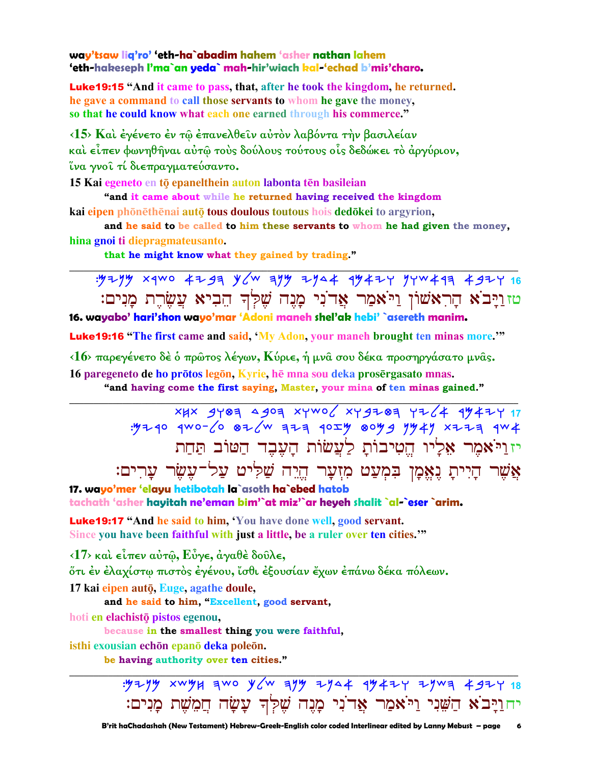**way'tsaw liq'ro' 'eth-ha`abadim hahem 'asher nathan lahem 'eth-hakeseph l'ma`an yeda` mah-hir'wiach kal-'echad b'mis'charo.**

**Luke19:15 "And it came to pass, that, after he took the kingdom, he returned. he gave a command to call those servants to whom he gave the money, so that he could know what each one earned through his commerce."**

‹15› Καὶ ἐγένετο ἐν τῷ ἐπανελθεῖν αὐτὸν λαβόντα τὴν βασιλείαν καὶ εἶπεν φωνηθῆναι αὐτῷ τοὺς δούλους τούτους οἷς δεδώκει τὸ ἀργύριον, ἵνα γνοῖ τί διεπραγματεύσαντο.

**15 Kai egeneto en tō epanelthein auton labonta tēn basileian**
**"and it came about while he returned having received the kingdom**
**kai eipen phōnēthēnai autō tous doulous toutous hois dedōkei to argyrion,**
**and he said to be called to him these servants to whom he had given the money,**
**hina gnoi ti diepragmateusanto.**
**that he might know what they gained by trading."**

---

16 טזוַיָּבֹא הָרִאשׁוֹן וַיֹּאמַר אֲדֹנִי מָנֶה שֶׁלְּךָ הֵבִיא עֲשֶׂרֶת מָנִים׃

**16. wayabo' hari'shon wayo'mar 'Adoni maneh shel'ak hebi' `asereth manim.**

**Luke19:16 "The first came and said, 'My Adon, your maneh brought ten minas more.'"**

‹16› παρεγένετο δὲ ὁ πρῶτος λέγων, Κύριε, ἡ μνᾶ σου δέκα προσηργάσατο μνᾶς.

**16 paregeneto de ho prōtos legōn, Kyrie, hē mna sou deka prosērgasato mnas.**
**"and having come the first saying, Master, your mina of ten minas gained."**

---

17 יזוַיֹּאמֶר אֵלָיו הֱטִיבוֹתָ לַעֲשׂוֹת הָעֶבֶד הַטּוֹב תַּחַת אֲשֶׁר הָיִיתָ נֶאֱמָן בִּמְעַט מִזְעָר הֱיֵה שַׁלִּיט עַל־עֶשֶׂר עָרִים׃

**17. wayo'mer 'elayu hetibotah la`asoth ha`ebed hatob tachath 'asher hayitah ne'eman bim'`at miz'`ar heyeh shalit `al-`eser `arim.**

**Luke19:17 "And he said to him, 'You have done well, good servant. Since you have been faithful with just a little, be a ruler over ten cities.'"**

‹17› καὶ εἶπεν αὐτῷ, Εὖγε, ἀγαθὲ δοῦλε, ὅτι ἐν ἐλαχίστῳ πιστὸς ἐγένου, ἴσθι ἐξουσίαν ἔχων ἐπάνω δέκα πόλεων.

**17 kai eipen autō, Euge, agathe doule,**
**and he said to him, "Excellent, good servant,**
**hoti en elachistō pistos egenou,**
**because in the smallest thing you were faithful,**
**isthi exousian echōn epanō deka poleōn.**
**be having authority over ten cities."**

---

18 יחוַיָּבֹא הַשֵּׁנִי וַיֹּאמַר אֲדֹנִי מָנֶה שֶׁלְּךָ עָשָׂה חֲמֵשֶׁת מָנִים׃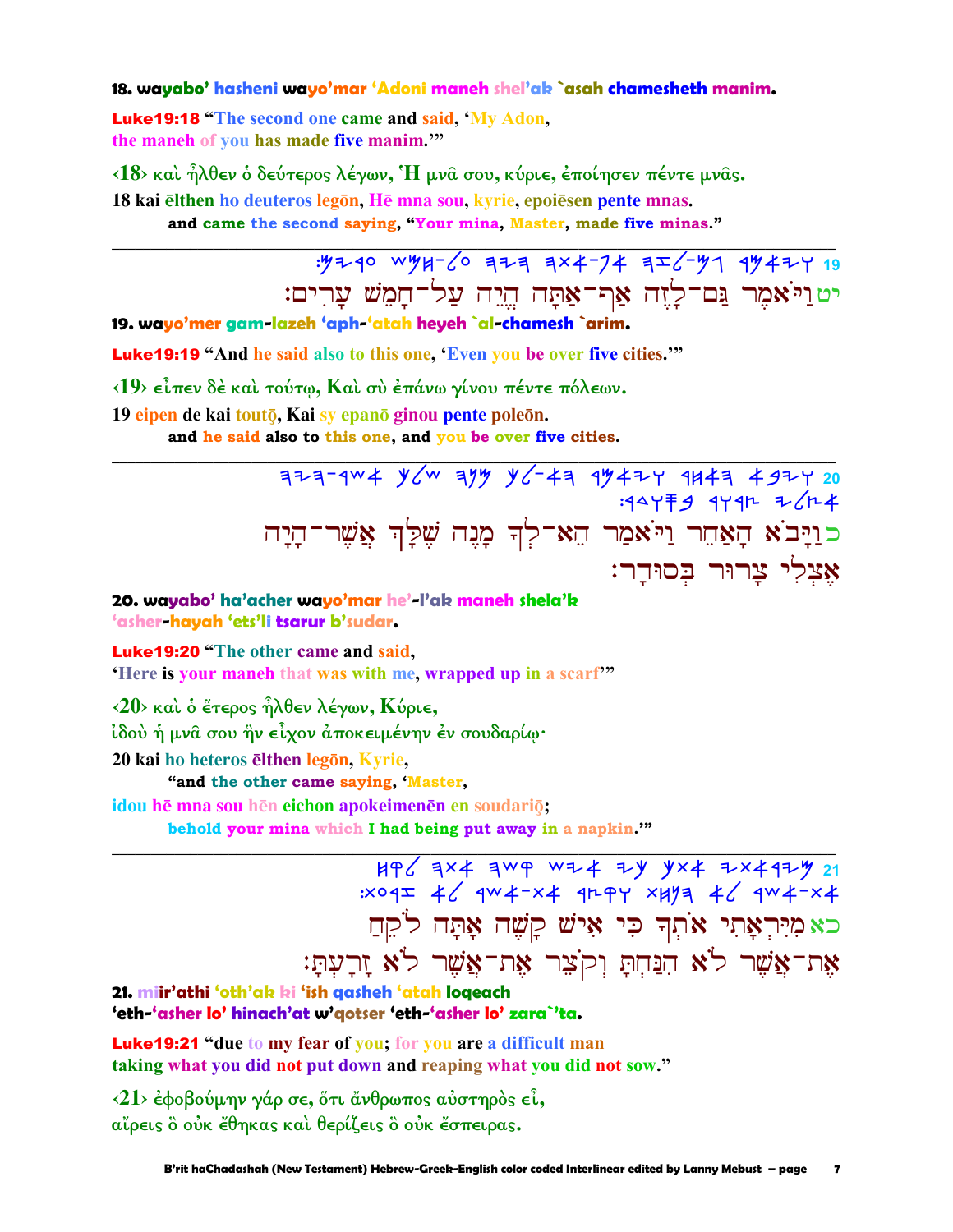**18. wayabo' hasheni wayo'mar 'Adoni maneh shel'ak `asah chamesheth manim.**

**Luke19:18** "The second one came and said, 'My Adon, the maneh of you has made five manim.'"

‹18› καὶ ἦλθεν ὁ δεύτερος λέγων, Ἡ μνᾶ σου, κύριε, ἐποίησεν πέντε μνᾶς.

18 kai ēlthen ho deuteros legōn, Hē mna sou, kyrie, epoiēsen pente mnas.

and came the second saying, "Your mina, Master, made five minas."

---

יט וַיֹּאמֶר גַּם־לָזֶה אַף־אַתָּה הֱיֵה עַל־חָמֵשׁ עָרִים׃

**19. wayo'mer gam-lazeh 'aph-'atah heyeh `al-chamesh `arim.**

**Luke19:19** "And he said also to this one, 'Even you be over five cities.'"

‹19› εἶπεν δὲ καὶ τούτῳ, Καὶ σὺ ἐπάνω γίνου πέντε πόλεων.

19 eipen de kai toutō, Kai sy epanō ginou pente poleōn.

and he said also to this one, and you be over five cities.

---

כ וַיָּבֹא הָאַחֵר וַיֹּאמַר הֵא־לְךָ מָנֶה שֶׁלְּךָ אֲשֶׁר־הָיָה אֶצְלִי צָרוּר בְּסוּדָר׃

**20. wayabo' ha'acher wayo'mar he'-l'ak maneh shela'k 'asher-hayah 'ets'li tsarur b'sudar.**

**Luke19:20** "The other came and said, 'Here is your maneh that was with me, wrapped up in a scarf'"

‹20› καὶ ὁ ἕτερος ἦλθεν λέγων, Κύριε, ἰδοὺ ἡ μνᾶ σου ἣν εἶχον ἀποκειμένην ἐν σουδαρίῳ·

20 kai ho heteros ēlthen legōn, Kyrie,

"and the other came saying, 'Master,

idou hē mna sou hēn eichon apokeimenēn en soudariō;

behold your mina which I had being put away in a napkin.'"

---

כא מִיִּרְאָתִי אֹתְךָ כִּי אִישׁ קָשֶׁה אָתָּה לֹקֵחַ אֶת־אֲשֶׁר לֹא הִנַּחְתָּ וְקֹצֵר אֶת־אֲשֶׁר לֹא זָרָעְתָּ׃

**21. miir'athi 'oth'ak ki 'ish qasheh 'atah loqeach 'eth-'asher lo' hinach'at w'qotser 'eth-'asher lo' zara`'ta.**

**Luke19:21** "due to my fear of you; for you are a difficult man taking what you did not put down and reaping what you did not sow."

‹21› ἐφοβούμην γάρ σε, ὅτι ἄνθρωπος αὐστηρὸς εἶ, αἴρεις ὃ οὐκ ἔθηκας καὶ θερίζεις ὃ οὐκ ἔσπειρας.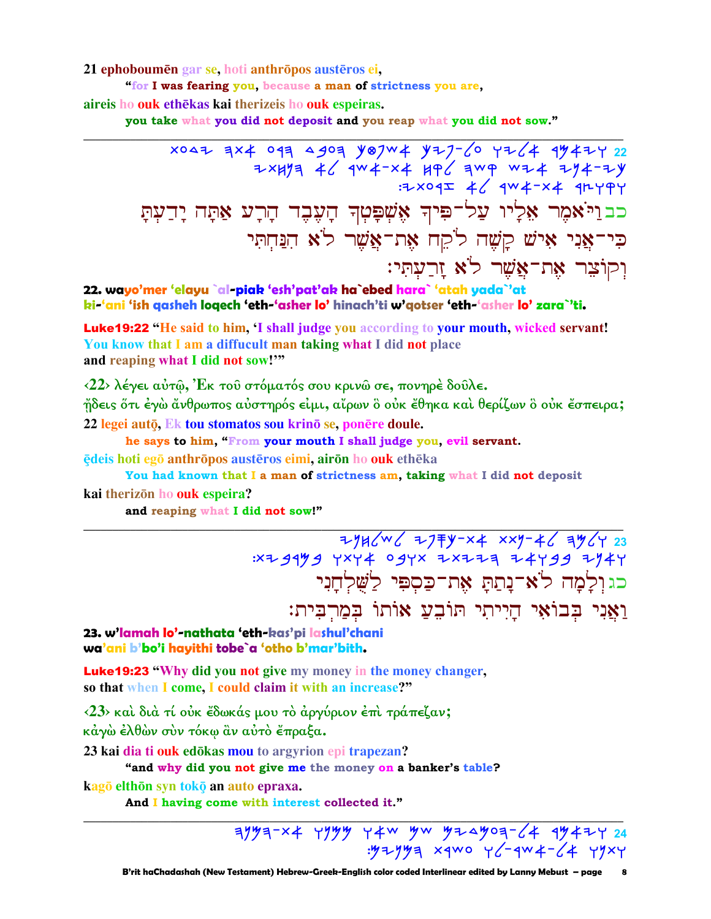21 ephoboumēn gar se, hoti anthrōpos austēros ei,

"for I was fearing you, because a man of strictness you are,

aireis ho ouk ethēkas kai therizeis ho ouk espeiras.

you take what you did not deposit and you reap what you did not sow."

---

כב וַיֹּאמֶר אֵלָיו עַל־פִּיךָ אֶשְׁפָּטְךָ הָעֶבֶד הָרָע אַתָּה יָדַעְתָּ כִּי־אֲנִי אִישׁ קָשֶׁה לֹקֵחַ אֶת־אֲשֶׁר לֹא הִנַּחְתִּי וְקוֹצֵר אֶת־אֲשֶׁר לֹא זָרַעְתִּי׃

22. wayo'mer 'elayu `al-piak 'esh'pat'ak ha`ebed hara` 'atah yada`'at ki-'ani 'ish qasheh loqech 'eth-'asher lo' hinach'ti w'qotser 'eth-'asher lo' zara`'ti.

Luke19:22 "He said to him, 'I shall judge you according to your mouth, wicked servant! You know that I am a diffucult man taking what I did not place and reaping what I did not sow!'"

‹22› λέγει αὐτῷ, Ἐκ τοῦ στόματός σου κρινῶ σε, πονηρὲ δοῦλε. ᾔδεις ὅτι ἐγὼ ἄνθρωπος αὐστηρός εἰμι, αἴρων ὃ οὐκ ἔθηκα καὶ θερίζων ὃ οὐκ ἔσπειρα;

22 legei autō, Ek tou stomatos sou krinō se, ponēre doule.

he says to him, "From your mouth I shall judge you, evil servant.

ēdeis hoti egō anthrōpos austēros eimi, airōn ho ouk ethēka

You had known that I a man of strictness am, taking what I did not deposit

kai therizōn ho ouk espeira?

and reaping what I did not sow!"

---

כג וְלָמָּה לֹא־נָתַתָּ אֶת־כַּסְפִּי לַשֻּׁלְחָנִי וַאֲנִי בְּבוֹאִי הָיִיתִי תוֹבֵעַ אוֹתוֹ בְּמַרְבִּית׃

23. w'lamah lo'-nathata 'eth-kas'pi lashul'chani wa'ani b'bo'i hayithi tobe`a 'otho b'mar'bith.

Luke19:23 "Why did you not give my money in the money changer, so that when I come, I could claim it with an increase?"

‹23› καὶ διὰ τί οὐκ ἔδωκάς μου τὸ ἀργύριον ἐπὶ τράπεζαν; κἀγὼ ἐλθὼν σὺν τόκῳ ἂν αὐτὸ ἔπραξα.

23 kai dia ti ouk edōkas mou to argyrion epi trapezan?

"and why did you not give me the money on a banker's table?

kagō elthōn syn tokō an auto epraxa.

And I having come with interest collected it."

---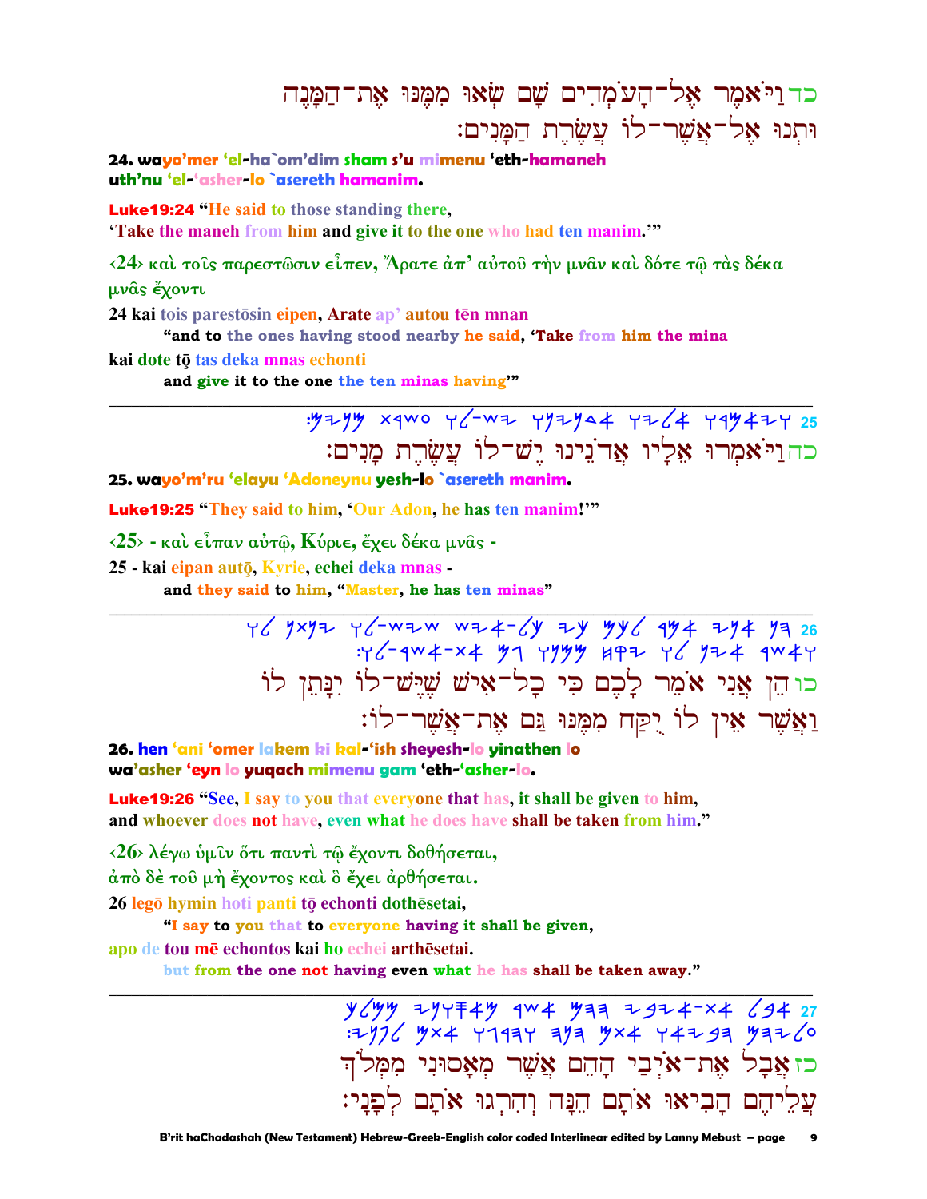כד וַיֹּאמֶר אֶל־הָעֹמְדִים שָׁם שְׂאוּ מִמֶּנּוּ אֶת־הַמָּנֶה וּתְנוּ אֶל־אֲשֶׁר־לוֹ עֲשֶׂרֶת הַמָּנִים׃

**24. wayo'mer 'el-ha`om'dim sham s'u mimenu 'eth-hamaneh uth'nu 'el-'asher-lo `asereth hamanim.**

**Luke19:24 "He said to those standing there, 'Take the maneh from him and give it to the one who had ten manim.'"**

‹24› καὶ τοῖς παρεστῶσιν εἶπεν, Ἄρατε ἀπ' αὐτοῦ τὴν μνᾶν καὶ δότε τῷ τὰς δέκα μνᾶς ἔχοντι

24 kai tois parestōsin eipen, Arate ap' autou tēn mnan
**"and to the ones having stood nearby he said, 'Take from him the mina**

kai dote tō tas deka mnas echonti
**and give it to the one the ten minas having'"**

---

25 כה וַיֹּאמְרוּ אֵלָיו אֲדֹנֵינוּ יֶשׁ־לוֹ עֲשֶׂרֶת מָנִים׃

**25. wayo'm'ru 'elayu 'Adoneynu yesh-lo `asereth manim.**

**Luke19:25 "They said to him, 'Our Adon, he has ten manim!'"**

‹25› - καὶ εἶπαν αὐτῷ, Κύριε, ἔχει δέκα μνᾶς -

25 - kai eipan autō, Kyrie, echei deka mnas -
**and they said to him, "Master, he has ten minas"**

---

26 כו הֵן אֲנִי אֹמֵר לָכֶם כִּי כָל־אִישׁ שֶׁיֶּשׁ־לוֹ יִנָּתֵן לוֹ וַאֲשֶׁר אֵין לוֹ יֻקַּח מִמֶּנּוּ גַּם אֶת־אֲשֶׁר־לוֹ׃

**26. hen 'ani 'omer lakem ki kal-'ish sheyesh-lo yinathen lo wa'asher 'eyn lo yuqach mimenu gam 'eth-'asher-lo.**

**Luke19:26 "See, I say to you that everyone that has, it shall be given to him, and whoever does not have, even what he does have shall be taken from him."**

‹26› λέγω ὑμῖν ὅτι παντὶ τῷ ἔχοντι δοθήσεται, ἀπὸ δὲ τοῦ μὴ ἔχοντος καὶ ὃ ἔχει ἀρθήσεται.

26 legō hymin hoti panti tō echonti dothēsetai,
**"I say to you that to everyone having it shall be given,**

apo de tou mē echontos kai ho echei arthēsetai.
**but from the one not having even what he has shall be taken away."**

---

27 כז אֲבָל אֶת־אֹיְבַי הָהֵם אֲשֶׁר מְאָסוּנִי מִמְּלֹךְ עֲלֵיהֶם הָבִיאוּ אֹתָם הֵנָּה וְהִרְגוּ אֹתָם לְפָנָי׃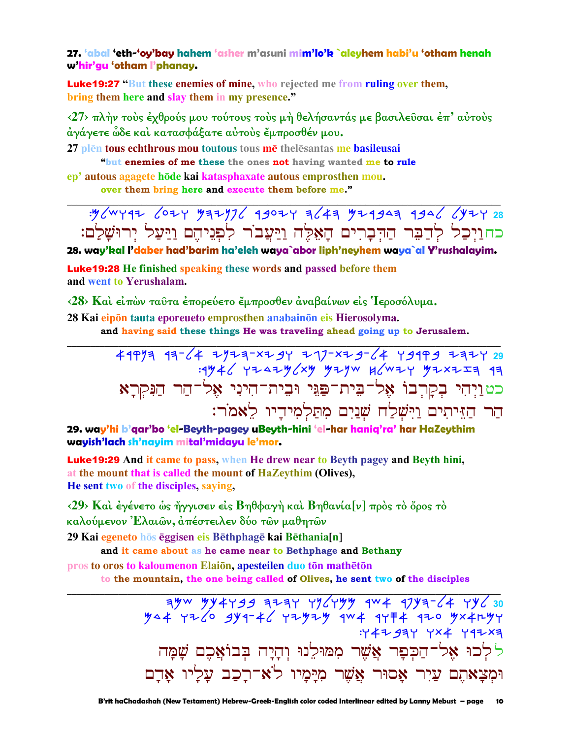**27. 'abal 'eth-'oy'bay hahem 'asher m'asuni mim'lo'k `aleyhem habi'u 'otham henah w'hir'gu 'otham l'phanay.**

**Luke19:27** "But these enemies of mine, who rejected me from ruling over them, bring them here and slay them in my presence."

‹27› πλὴν τοὺς ἐχθρούς μου τούτους τοὺς μὴ θελήσαντάς με βασιλεῦσαι ἐπ' αὐτοὺς ἀγάγετε ὧδε καὶ κατασφάξατε αὐτοὺς ἔμπροσθέν μου.

27 plēn tous echthrous mou toutous tous mē thelēsantas me basileusai
"**but enemies of me these the ones not having wanted me to rule**

ep' autous agagete hōde kai katasphaxate autous emprosthen mou.
**over them bring here and execute them before me."**

---

כח וַיְכַל לְדַבֵּר הַדְּבָרִים הָאֵלֶּה וַיַּעֲבֹר לִפְנֵיהֶם וַיַּעַל יְרוּשָׁלַםִ׃

**28. way'kal l'daber had'barim ha'eleh waya`abor liph'neyhem waya`al Y'rushalayim.**

**Luke19:28** He finished speaking these words and passed before them and went to Yerushalam.

‹28› Καὶ εἰπὼν ταῦτα ἐπορεύετο ἔμπροσθεν ἀναβαίνων εἰς Ἱεροσόλυμα.

28 Kai eipōn tauta eporeueto emprosthen anabainōn eis Hierosolyma.
**and having said these things He was traveling ahead going up to Jerusalem.**

---

כט וַיְהִי בְקָרְבוֹ אֶל־בֵּית־פַּגֵּי וּבֵית־הִינִי אֶל־הַר הַנִּקְרָא הַר הַזֵּיתִים וַיִּשְׁלַח שְׁנַיִם מִתַּלְמִידָיו לֵאמֹר׃

**29. way'hi b'qar'bo 'el-Beyth-pagey uBeyth-hini 'el-har haniq'ra' har HaZeythim wayish'lach sh'nayim mital'midayu le'mor.**

**Luke19:29** And it came to pass, when He drew near to Beyth pagey and Beyth hini, at the mount that is called the mount of HaZeythim (Olives), He sent two of the disciples, saying,

‹29› Καὶ ἐγένετο ὡς ἤγγισεν εἰς Βηθφαγὴ καὶ Βηθανία[ν] πρὸς τὸ ὄρος τὸ καλούμενον Ἐλαιῶν, ἀπέστειλεν δύο τῶν μαθητῶν

29 Kai egeneto hōs ēggisen eis Bēthphagē kai Bēthania[n]
**and it came about as he came near to Bethphage and Bethany**

pros to oros to kaloumenon Elaiōn, apesteilen duo tōn mathētōn
**to the mountain, the one being called of Olives, he sent two of the disciples**

---

ל לְכוּ אֶל־הַכְּפָר אֲשֶׁר מִמּוּלֵנוּ וְהָיָה בְּבוֹאֲכֶם שָׁמָּה וּמְצָאתֶם עַיִר אָסוּר אֲשֶׁר מִיָּמָיו לֹא־רָכַב עָלָיו אָדָם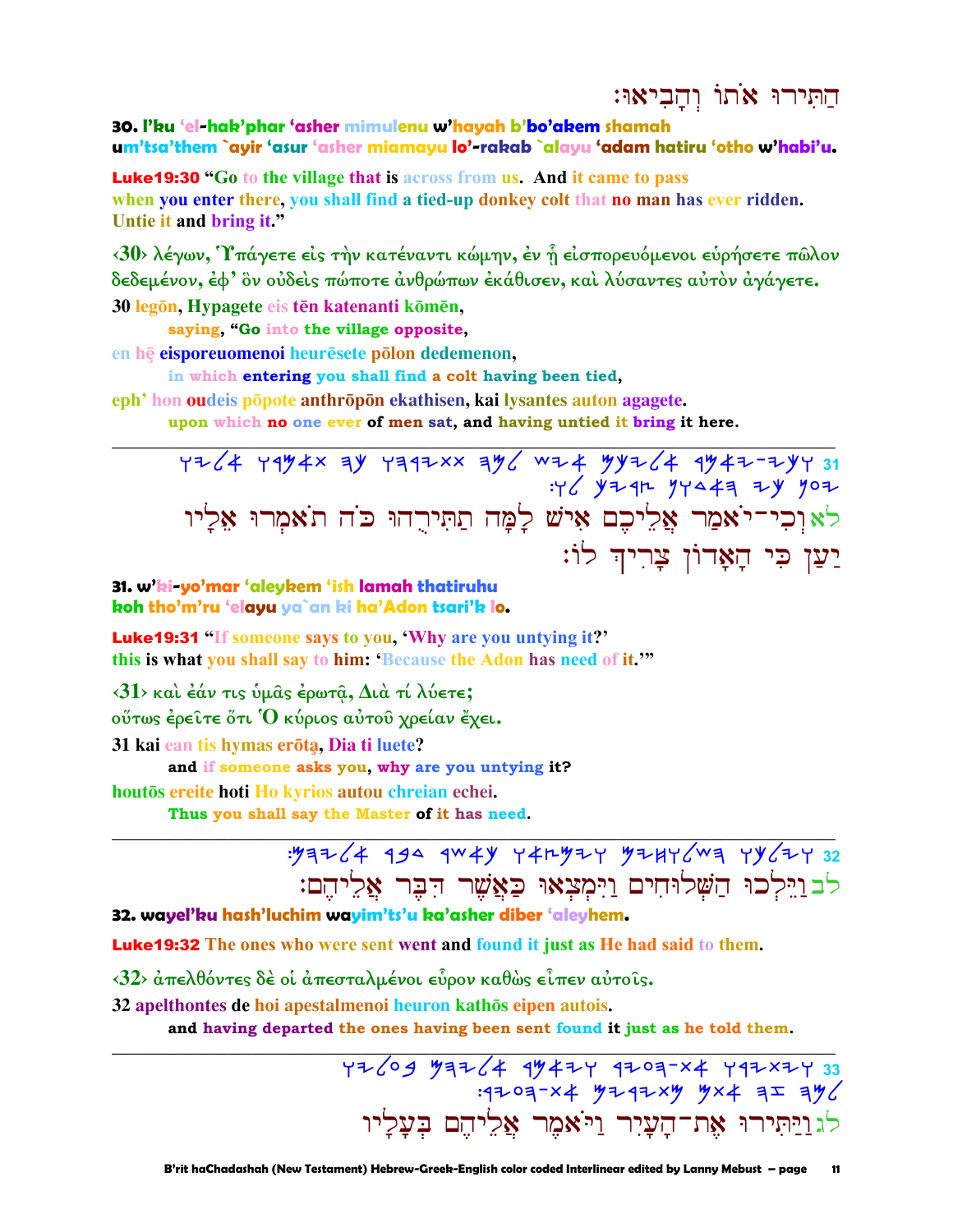הַתִּירוּ אֹתוֹ וְהָבִיאוּ׃

**30. l'ku 'el-hak'phar 'asher mimulenu w'hayah b'bo'akem shamah um'tsa'them `ayir 'asur 'asher miamayu lo'-rakab `alayu 'adam hatiru 'otho w'habi'u.**

**Luke19:30 "Go to the village that is across from us. And it came to pass when you enter there, you shall find a tied-up donkey colt that no man has ever ridden. Untie it and bring it."**

‹30› λέγων, Ὑπάγετε εἰς τὴν κατέναντι κώμην, ἐν ᾗ εἰσπορευόμενοι εὑρήσετε πῶλον δεδεμένον, ἐφ' ὃν οὐδεὶς πώποτε ἀνθρώπων ἐκάθισεν, καὶ λύσαντες αὐτὸν ἀγάγετε.

**30 legōn, Hypagete eis tēn katenanti kōmēn,**
  **saying, "Go into the village opposite,**
**en hē eisporeuomenoi heurēsete pōlon dedemenon,**
  **in which entering you shall find a colt having been tied,**
**eph' hon oudeis pōpote anthrōpōn ekathisen, kai lysantes auton agagete.**
  **upon which no one ever of men sat, and having untied it bring it here.**

---

31 ויכי-יאמר אליכם איש למה תתירהו כה תאמרו אליו יען כי האדון צריך לו׃

לא וְכִי־יֹאמַר אֲלֵיכֶם אִישׁ לָמָּה תַתִּירֻהוּ כֹּה תֹאמְרוּ אֵלָיו יַעַן כִּי הָאָדוֹן צָרִיךְ לוֹ׃

**31. w'ki-yo'mar 'aleykem 'ish lamah thatiruhu koh tho'm'ru 'elayu ya`an ki ha'Adon tsari'k lo.**

**Luke19:31 "If someone says to you, 'Why are you untying it?' this is what you shall say to him: 'Because the Adon has need of it.'"**

‹31› καὶ ἐάν τις ὑμᾶς ἐρωτᾷ, Διὰ τί λύετε; οὕτως ἐρεῖτε ὅτι Ὁ κύριος αὐτοῦ χρείαν ἔχει.

**31 kai ean tis hymas erōtą, Dia ti luete?**
  **and if someone asks you, why are you untying it?**
**houtōs ereite hoti Ho kyrios autou chreian echei.**
  **Thus you shall say the Master of it has need.**

---

32 וילכו השלוחים וימצאו כאשר דבר אליהם׃

לב וַיֵּלְכוּ הַשְּׁלוּחִים וַיִּמְצְאוּ כַּאֲשֶׁר דִּבֶּר אֲלֵיהֶם׃

**32. wayel'ku hash'luchim wayim'ts'u ka'asher diber 'aleyhem.**

**Luke19:32 The ones who were sent went and found it just as He had said to them.**

‹32› ἀπελθόντες δὲ οἱ ἀπεσταλμένοι εὗρον καθὼς εἶπεν αὐτοῖς.

**32 apelthontes de hoi apestalmenoi heuron kathōs eipen autois.**
  **and having departed the ones having been sent found it just as he told them.**

---

33 ויתירו את-העיר ויאמר אליהם בעליו למה זה אתם מתירים את-העיר׃

לג וַיַּתִּירוּ אֶת־הָעַיִר וַיֹּאמְרוּ אֲלֵיהֶם בְּעָלָיו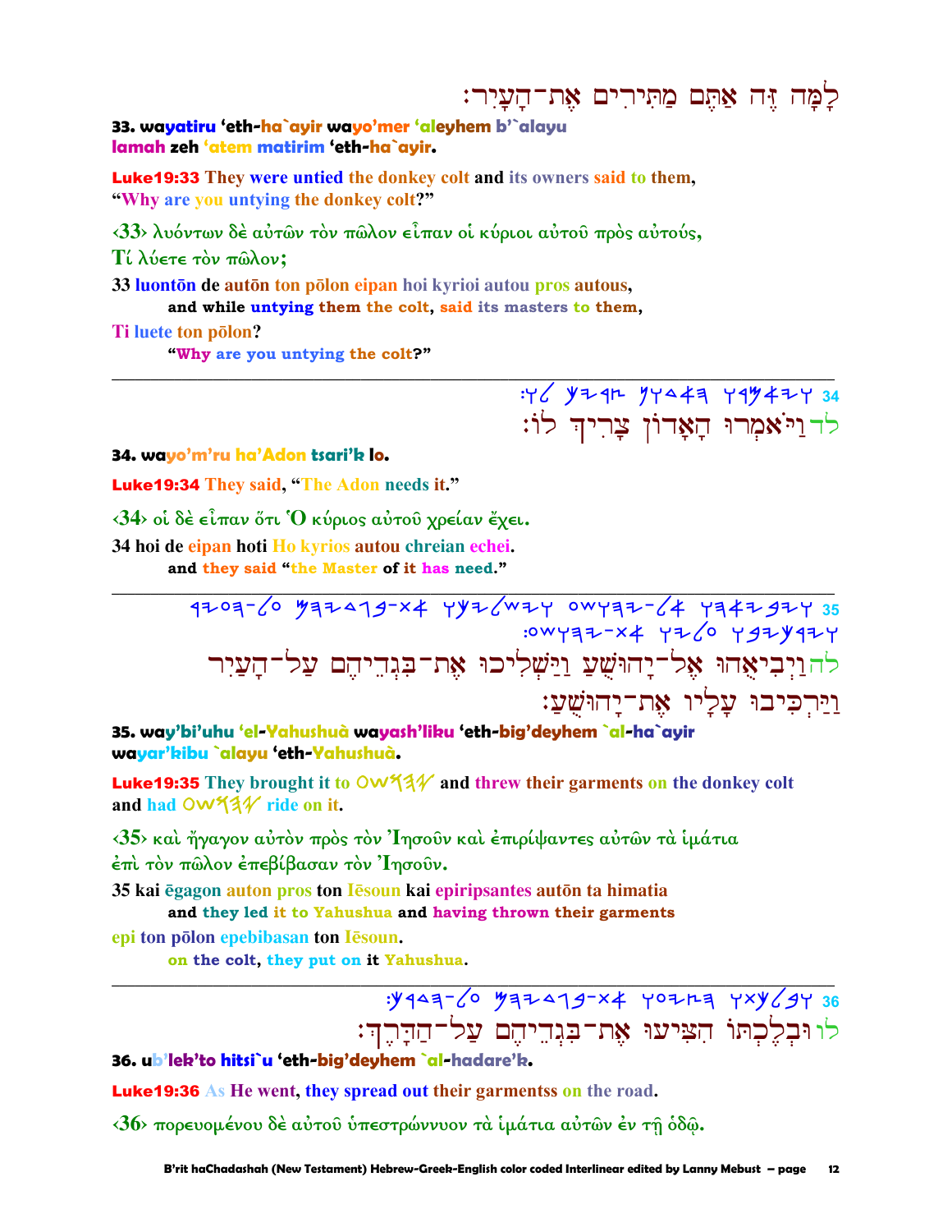לָמָּה זֶה אַתֶּם מַתִּירִים אֶת־הָעָיִר׃

**33. wayatiru 'eth-ha`ayir wayo'mer 'aleyhem b'`alayu lamah zeh 'atem matirim 'eth-ha`ayir.**

**Luke19:33** They were untied the donkey colt and its owners said to them, "Why are you untying the donkey colt?"

‹33› λυόντων δὲ αὐτῶν τὸν πῶλον εἶπαν οἱ κύριοι αὐτοῦ πρὸς αὐτούς, Τί λύετε τὸν πῶλον;

33 luontōn de autōn ton pōlon eipan hoi kyrioi autou pros autous,
**and while untying them the colt, said its masters to them,**

Ti luete ton pōlon?
**"Why are you untying the colt?"**

---

34 𐤅𐤉𐤀𐤌𐤓𐤅 𐤄𐤀𐤃𐤅𐤍 𐤑𐤓𐤉𐤊 𐤋𐤅׃

לד וַיֹּאמְרוּ הָאָדוֹן צָרִיךְ לוֹ׃

**34. wayo'm'ru ha'Adon tsari'k lo.**

**Luke19:34** They said, "The Adon needs it."

‹34› οἱ δὲ εἶπαν ὅτι Ὁ κύριος αὐτοῦ χρείαν ἔχει.

34 hoi de eipan hoti Ho kyrios autou chreian echei.
**and they said "the Master of it has need."**

---

35 𐤅𐤉𐤁𐤉𐤀𐤄𐤅 𐤀𐤋־𐤉𐤄𐤅𐤔𐤏 𐤅𐤉𐤔𐤋𐤉𐤊𐤅 𐤀𐤕־𐤁𐤂𐤃𐤉𐤄𐤌 𐤏𐤋־𐤄𐤏𐤉𐤓 𐤅𐤉𐤓𐤊𐤉𐤁𐤅 𐤏𐤋𐤉𐤅 𐤀𐤕־𐤉𐤄𐤅𐤔𐤏׃

לה וַיְבִיאֻהוּ אֶל־יָהוּשֻׁעַ וַיַּשְׁלִיכוּ אֶת־בִּגְדֵיהֶם עַל־הָעַיִר וַיַּרְכִּיבוּ עָלָיו אֶת־יָהוּשֻׁעַ׃

**35. way'bi'uhu 'el-Yahushuà wayash'liku 'eth-big'deyhem `al-ha`ayir wayar'kibu `alayu 'eth-Yahushuà.**

**Luke19:35** They brought it to 𐤏𐤔𐤅𐤄𐤉 and threw their garments on the donkey colt and had 𐤏𐤔𐤅𐤄𐤉 ride on it.

‹35› καὶ ἤγαγον αὐτὸν πρὸς τὸν Ἰησοῦν καὶ ἐπιρίψαντες αὐτῶν τὰ ἱμάτια ἐπὶ τὸν πῶλον ἐπεβίβασαν τὸν Ἰησοῦν.

35 kai ēgagon auton pros ton Iēsoun kai epiripsantes autōn ta himatia
**and they led it to Yahushua and having thrown their garments**

epi ton pōlon epebibasan ton Iēsoun.
**on the colt, they put on it Yahushua.**

---

36 𐤅𐤁𐤋𐤊𐤕𐤅 𐤄𐤑𐤉𐤏𐤅 𐤀𐤕־𐤁𐤂𐤃𐤉𐤄𐤌 𐤏𐤋־𐤄𐤃𐤓𐤊׃

לו וּבְלֶכְתּוֹ הִצִּיעוּ אֶת־בִּגְדֵיהֶם עַל־הַדָּרֶךְ׃

**36. ub'lek'to hitsi`u 'eth-big'deyhem `al-hadare'k.**

**Luke19:36** As He went, they spread out their garmentss on the road.

‹36› πορευομένου δὲ αὐτοῦ ὑπεστρώννυον τὰ ἱμάτια αὐτῶν ἐν τῇ ὁδῷ.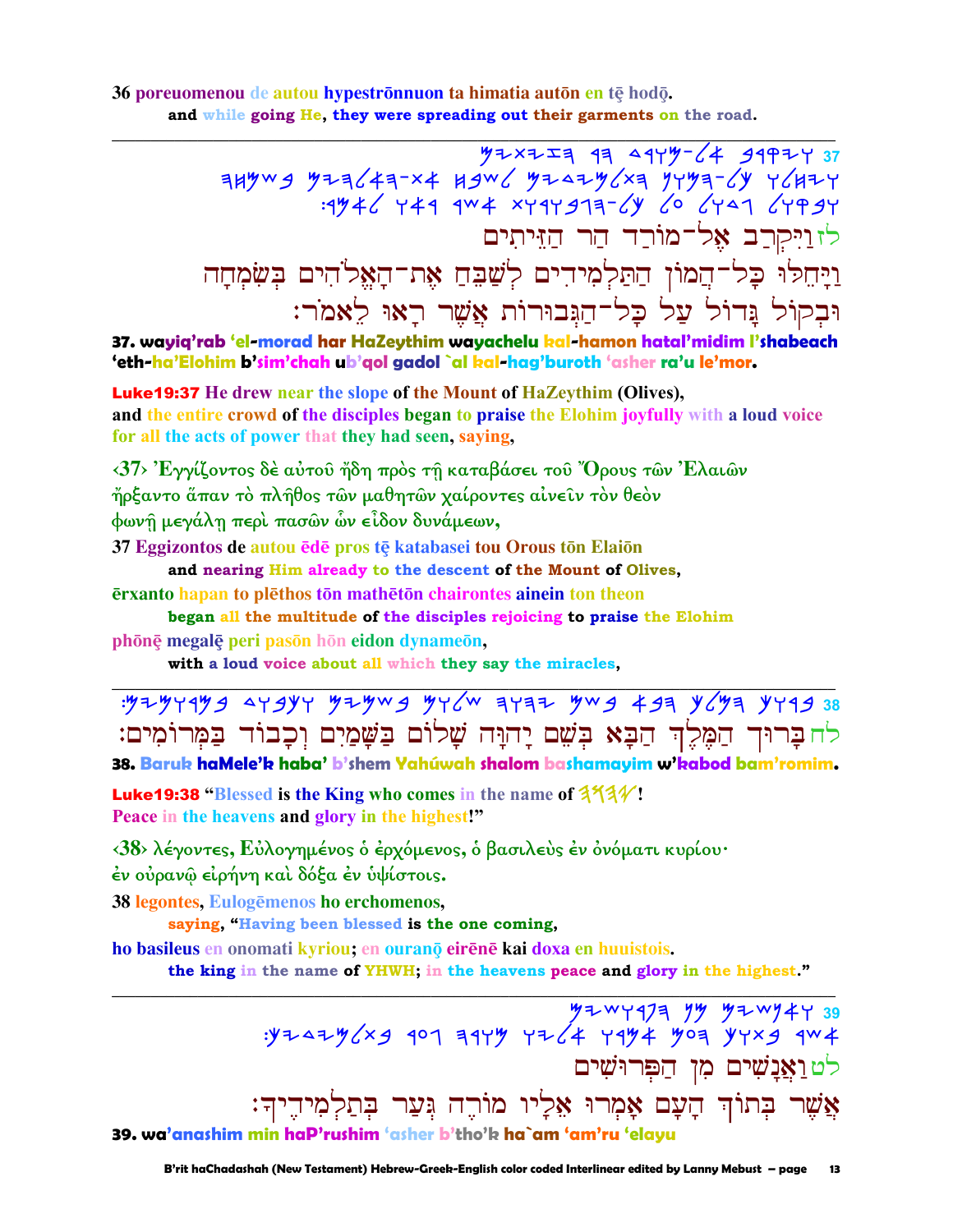**36 poreuomenou de autou hypestrōnnuon ta himatia autōn en tę hodō.**
**and while going He, they were spreading out their garments on the road.**

---

37 𐤋𐤆𐤅𐤉𐤒𐤓𐤁 𐤀𐤋-𐤌𐤅𐤓𐤃 𐤄𐤓 𐤄𐤆𐤉𐤕𐤉𐤌

לזוַיִּקְרַב אֶל־מוֹרַד הַר הַזֵּיתִים
וַיָּחֵלּוּ כָּל־הֲמוֹן הַתַּלְמִידִים לְשַׁבֵּחַ אֶת־הָאֱלֹהִים בְּשִׂמְחָה
וּבְקוֹל גָּדוֹל עַל כָּל־הַגְּבוּרוֹת אֲשֶׁר רָאוּ לֵאמֹר:

**37. wayiq'rab 'el-morad har HaZeythim wayachelu kal-hamon hatal'midim l'shabeach 'eth-ha'Elohim b'sim'chah ub'qol gadol `al kal-hag'buroth 'asher ra'u le'mor.**

**Luke19:37 He drew near the slope of the Mount of HaZeythim (Olives),**
**and the entire crowd of the disciples began to praise the Elohim joyfully with a loud voice**
**for all the acts of power that they had seen, saying,**

‹37› Ἐγγίζοντος δὲ αὐτοῦ ἤδη πρὸς τῇ καταβάσει τοῦ Ὄρους τῶν Ἐλαιῶν
ἤρξαντο ἅπαν τὸ πλῆθος τῶν μαθητῶν χαίροντες αἰνεῖν τὸν θεὸν
φωνῇ μεγάλῃ περὶ πασῶν ὧν εἶδον δυνάμεων,

**37 Eggizontos de autou ēdē pros tē katabasei tou Orous tōn Elaiōn**
**and nearing Him already to the descent of the Mount of Olives,**
**ērxanto hapan to plēthos tōn mathētōn chairontes ainein ton theon**
**began all the multitude of the disciples rejoicing to praise the Elohim**
**phōnē megalē peri pasōn hōn eidon dynameōn,**
**with a loud voice about all which they say the miracles,**

---

38 :𐤁𐤓𐤅𐤊 𐤄𐤌𐤋𐤊 𐤄𐤁𐤀 𐤁𐤔𐤌 𐤉𐤄𐤅𐤄 𐤔𐤋𐤅𐤌 𐤁𐤔𐤌𐤉𐤌 𐤅𐤊𐤁𐤅𐤃 𐤁𐤌𐤓𐤅𐤌𐤉𐤌

לחבָּרוּךְ הַמֶּלֶךְ הַבָּא בְּשֵׁם יָהוָּה שָׁלוֹם בַּשָּׁמַיִם וְכָבוֹד בַּמְּרוֹמִים:

**38. Baruk haMele'k haba' b'shem Yahúwah shalom bashamayim w'kabod bam'romim.**

**Luke19:38 "Blessed is the King who comes in the name of 𐤉𐤄𐤅𐤄!**
**Peace in the heavens and glory in the highest!"**

‹38› λέγοντες, Εὐλογημένος ὁ ἐρχόμενος, ὁ βασιλεὺς ἐν ὀνόματι κυρίου·
ἐν οὐρανῷ εἰρήνη καὶ δόξα ἐν ὑψίστοις.

**38 legontes, Eulogēmenos ho erchomenos,**
**saying, "Having been blessed is the one coming,**
**ho basileus en onomati kyriou; en ouranō eirēnē kai doxa en huuistois.**
**the king in the name of YHWH; in the heavens peace and glory in the highest."**

---

39 𐤅𐤀𐤍𐤔𐤉𐤌 𐤌𐤍 𐤄𐤐𐤓𐤅𐤔𐤉𐤌
:𐤀𐤔𐤓 𐤁𐤕𐤅𐤊 𐤄𐤏𐤌 𐤀𐤌𐤓𐤅 𐤀𐤋𐤉𐤅 𐤌𐤅𐤓𐤄 𐤂𐤏𐤓 𐤁𐤕𐤋𐤌𐤉𐤃𐤉𐤊

לטוַאֲנָשִׁים מִן הַפְּרוּשִׁים
אֲשֶׁר בְּתוֹךְ הָעָם אָמְרוּ אֵלָיו מוֹרֶה גְּעַר בְּתַלְמִידֶיךָ:

**39. wa'anashim min haP'rushim 'asher b'tho'k ha`am 'am'ru 'elayu**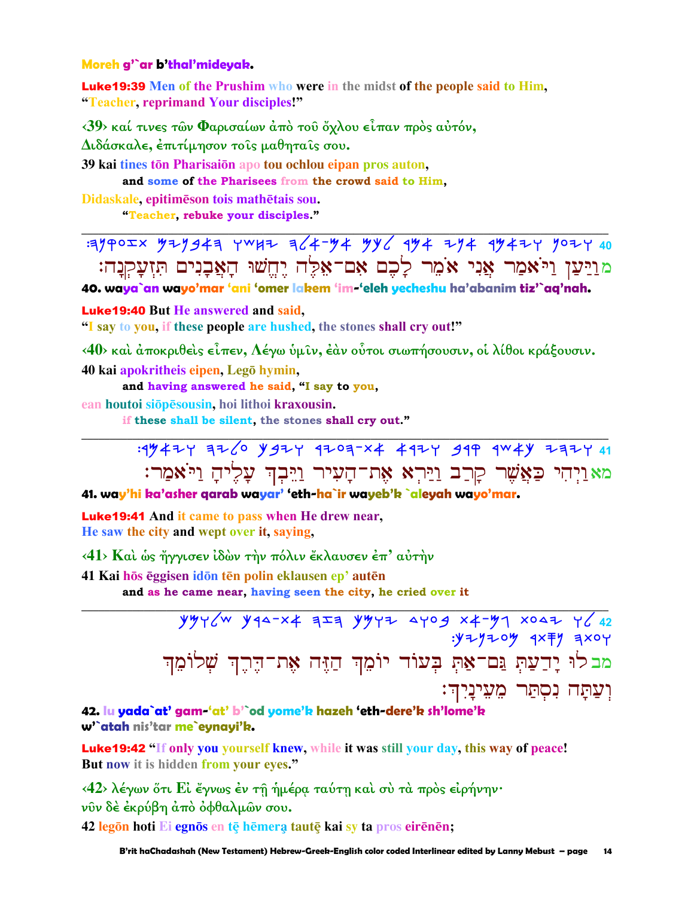**Moreh g'`ar b'thal'mideyak.**

**Luke19:39** Men of the Prushim who were in the midst of the people said to Him, "Teacher, reprimand Your disciples!"

‹39› καί τινες τῶν Φαρισαίων ἀπὸ τοῦ ὄχλου εἶπαν πρὸς αὐτόν, Διδάσκαλε, ἐπιτίμησον τοῖς μαθηταῖς σου.

39 kai tines tōn Pharisaiōn apo tou ochlou eipan pros auton,
 **and some of the Pharisees from the crowd said to Him,**

Didaskale, epitimēson tois mathētais sou.
 **"Teacher, rebuke your disciples."**

---

מ וַיַּעַן וַיֹּאמַר אֲנִי אֹמֵר לָכֶם אִם־אֵלֶּה יֶחֱשׁוּ הָאֲבָנִים תִּזְעָקְנָה׃

**40. waya`an wayo'mar 'ani 'omer lakem 'im-'eleh yecheshu ha'abanim tiz'`aq'nah.**

**Luke19:40** But He answered and said, "I say to you, if these people are hushed, the stones shall cry out!"

‹40› καὶ ἀποκριθεὶς εἶπεν, Λέγω ὑμῖν, ἐὰν οὗτοι σιωπήσουσιν, οἱ λίθοι κράξουσιν.

40 kai apokritheis eipen, Legō hymin,
 **and having answered he said, "I say to you,**

ean houtoi siōpēsousin, hoi lithoi kraxousin.
 **if these shall be silent, the stones shall cry out."**

---

מא וַיְהִי כַּאֲשֶׁר קָרַב וַיַּרְא אֶת־הָעִיר וַיֵּבְךְּ עָלֶיהָ וַיֹּאמַר׃

**41. way'hi ka'asher qarab wayar' 'eth-ha`ir wayeb'k `aleyah wayo'mar.**

**Luke19:41** And it came to pass when He drew near, He saw the city and wept over it, saying,

‹41› Καὶ ὡς ἤγγισεν ἰδὼν τὴν πόλιν ἔκλαυσεν ἐπ' αὐτὴν

41 Kai hōs ēggisen idōn tēn polin eklausen ep' autēn
 **and as he came near, having seen the city, he cried over it**

---

מב לוּ יָדַעַתְּ גַּם־אַתְּ בְּעוֹד יוֹמֵךְ הַזֶּה אֶת־דֶּרֶךְ שְׁלוֹמֵךְ וְעַתָּה נִסְתַּר מֵעֵינָיִךְ׃

**42. lu yada`at' gam-'at' b'`od yome'k hazeh 'eth-dere'k sh'lome'k w'`atah nis'tar me`eynayi'k.**

**Luke19:42** "If only you yourself knew, while it was still your day, this way of peace! But now it is hidden from your eyes."

‹42› λέγων ὅτι Εἰ ἔγνως ἐν τῇ ἡμέρᾳ ταύτῃ καὶ σὺ τὰ πρὸς εἰρήνην· νῦν δὲ ἐκρύβη ἀπὸ ὀφθαλμῶν σου.

42 legōn hoti Ei egnōs en tē hēmera tautē kai sy ta pros eirēnēn;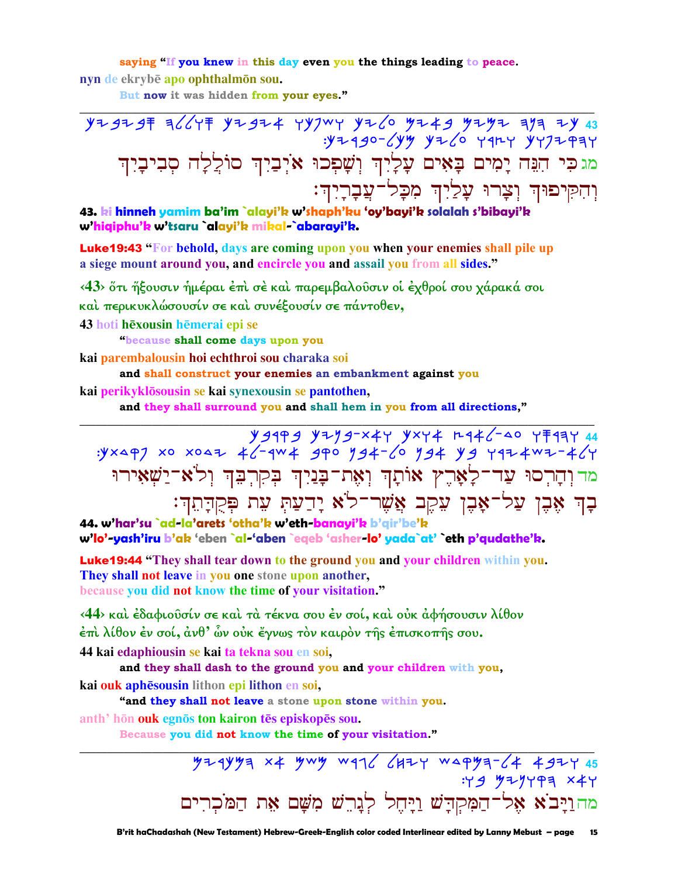saying "If you knew in this day even you the things leading to peace.

nyn de ekrybē apo ophthalmōn sou.

But now it was hidden from your eyes."

---

43 כי הנה ימים באים עליך ושפכו איביך סוללה סביביך והקיפוך וצרו עליך מכל-עבריך:

מג כִּי הִנֵּה יָמִים בָּאִים עָלַיִךְ וְשָׁפְכוּ אֹיְבַיִךְ סוֹלְלָה סְבִיבָיִךְ וְהִקִּיפוּךְ וְצָרוּ עָלַיִךְ מִכָּל־עֲבָרָיִךְ׃

**43. ki hinneh yamim ba'im `alayi'k w'shaph'ku 'oy'bayi'k solalah s'bibayi'k w'hiqiphu'k w'tsaru `alayi'k mikal-`abarayi'k.**

**Luke19:43** "For behold, days are coming upon you when your enemies shall pile up a siege mount around you, and encircle you and assail you from all sides."

‹43› ὅτι ἥξουσιν ἡμέραι ἐπὶ σὲ καὶ παρεμβαλοῦσιν οἱ ἐχθροί σου χάρακά σοι καὶ περικυκλώσουσίν σε καὶ συνέξουσίν σε πάντοθεν,

43 hoti hēxousin hēmerai epi se

"because shall come days upon you

kai parembalousin hoi echthroi sou charaka soi

and shall construct your enemies an embankment against you

kai perikyklōsousin se kai synexousin se pantothen,

and they shall surround you and shall hem in you from all directions,"

---

44 והרסו עד-לארץ אותך ואת-בניך בקרבך ולא-ישאירו בך אבן על-אבן עקב אשר-לא ידעת עת פקדתך:

מד וְהָרְסוּ עַד־לָאָרֶץ אוֹתָךְ וְאֶת־בָּנַיִךְ בְּקִרְבֵּךְ וְלֹא־יַשְׁאִירוּ בָךְ אֶבֶן עַל־אָבֶן עֵקֶב אֲשֶׁר־לֹא יָדַעַתְּ עֵת פְּקֻדָּתֵךְ׃

**44. w'har'su `ad-la'arets 'otha'k w'eth-banayi'k b'qir'be'k w'lo'-yash'iru b'ak 'eben `al-'aben `eqeb 'asher-lo' yada`at' `eth p'qudathe'k.**

**Luke19:44** "They shall tear down to the ground you and your children within you. They shall not leave in you one stone upon another, because you did not know the time of your visitation."

‹44› καὶ ἐδαφιοῦσίν σε καὶ τὰ τέκνα σου ἐν σοί, καὶ οὐκ ἀφήσουσιν λίθον ἐπὶ λίθον ἐν σοί, ἀνθ' ὧν οὐκ ἔγνως τὸν καιρὸν τῆς ἐπισκοπῆς σου.

44 kai edaphiousin se kai ta tekna sou en soi,

and they shall dash to the ground you and your children with you,

kai ouk aphēsousin lithon epi lithon en soi,

"and they shall not leave a stone upon stone within you.

anth' hōn ouk egnōs ton kairon tēs episkopēs sou.

Because you did not know the time of your visitation."

---

45 ויבא אל-המקדש ויחל לגרש משם את המכרים ואת הקונים בו:

מה וַיָּבֹא אֶל־הַמִּקְדָּשׁ וַיָּחֶל לְגָרֵשׁ מִשָּׁם אֶת הַמֹּכְרִים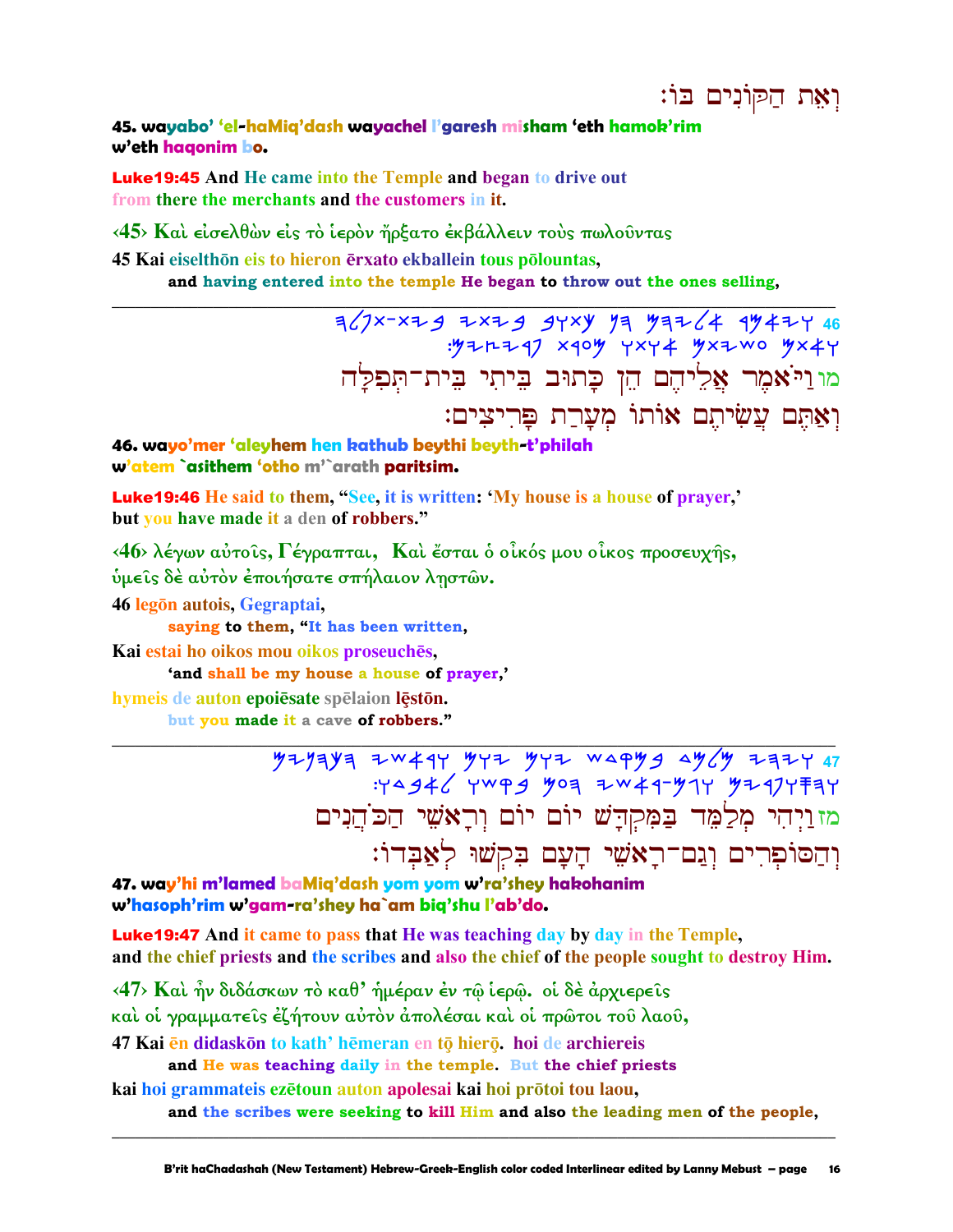וְאֶת הַקּוֹנִים בּוֹ׃

**45. wayabo' 'el-haMiq'dash wayachel l'garesh misham 'eth hamok'rim w'eth haqonim bo.**

**Luke19:45** And He came into the Temple and began to drive out from there the merchants and the customers in it.

‹45› Καὶ εἰσελθὼν εἰς τὸ ἱερὸν ἤρξατο ἐκβάλλειν τοὺς πωλοῦντας

45 Kai eiselthōn eis to hieron ērxato ekballein tous pōlountas,
and having entered into the temple He began to throw out the ones selling,

---

מווַיֹּאמֶר אֲלֵיהֶם הֵן כָּתוּב בֵּיתִי בֵּית־תְּפִלָּה
וְאַתֶּם עֲשִׂיתֶם אוֹתוֹ מְעָרַת פָּרִיצִים׃

**46. wayo'mer 'aleyhem hen kathub beythi beyth-t'philah w'atem `asithem 'otho m'`arath paritsim.**

**Luke19:46** He said to them, "See, it is written: 'My house is a house of prayer,' but you have made it a den of robbers."

‹46› λέγων αὐτοῖς, Γέγραπται, Καὶ ἔσται ὁ οἶκός μου οἶκος προσευχῆς, ὑμεῖς δὲ αὐτὸν ἐποιήσατε σπήλαιον λῃστῶν.

46 legōn autois, Gegraptai,
saying to them, "It has been written,
Kai estai ho oikos mou oikos proseuchēs,
'and shall be my house a house of prayer,'
hymeis de auton epoiēsate spēlaion lęstōn.
but you made it a cave of robbers."

---

מזוַיְהִי מְלַמֵּד בַּמִּקְדָּשׁ יוֹם יוֹם וְרָאשֵׁי הַכֹּהֲנִים
וְהַסּוֹפְרִים וְגַם־רָאשֵׁי הָעָם בִּקְשׁוּ לְאַבְּדוֹ׃

**47. way'hi m'lamed baMiq'dash yom yom w'ra'shey hakohanim w'hasoph'rim w'gam-ra'shey ha`am biq'shu l'ab'do.**

**Luke19:47** And it came to pass that He was teaching day by day in the Temple, and the chief priests and the scribes and also the chief of the people sought to destroy Him.

‹47› Καὶ ἦν διδάσκων τὸ καθ' ἡμέραν ἐν τῷ ἱερῷ. οἱ δὲ ἀρχιερεῖς καὶ οἱ γραμματεῖς ἐζήτουν αὐτὸν ἀπολέσαι καὶ οἱ πρῶτοι τοῦ λαοῦ,

47 Kai ēn didaskōn to kath' hēmeran en tō hierō. hoi de archiereis
and He was teaching daily in the temple. But the chief priests
kai hoi grammateis ezētoun auton apolesai kai hoi prōtoi tou laou,
and the scribes were seeking to kill Him and also the leading men of the people,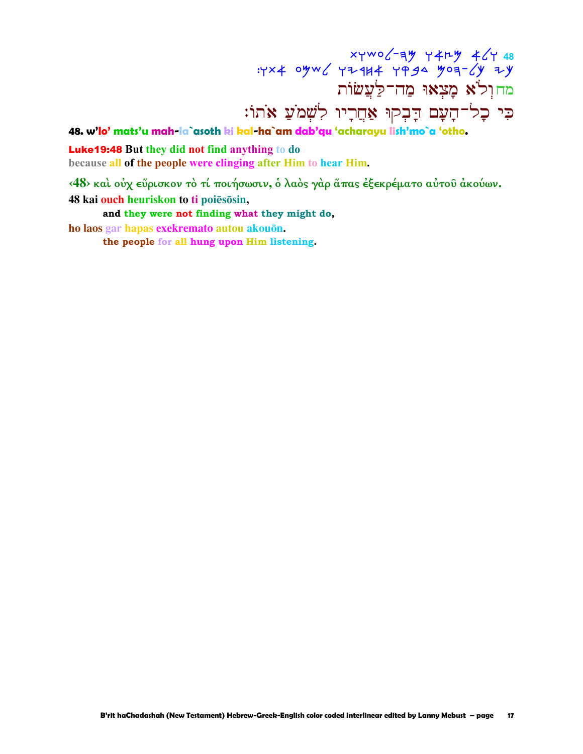xʏwo/-ꟻw ʏ4ʜw 4/ʏ 48
:ʏx4 owwk ʏꟷ9ʜ4 ʏφ9▵ woꟻ-/y ꟷy

מח וְלֹא מָצְאוּ מַה־לַּעֲשׂוֹת

כִּי כָל־הָעָם דָּבְקוּ אַחֲרָיו לִשְׁמֹעַ אֹתוֹ׃

**48. w'lo' mats'u mah-la`asoth ki kal-ha`am dab'qu 'acharayu lish'mo`a 'otho.**

**Luke19:48** But they did not find anything to do
because all of the people were clinging after Him to hear Him.

‹48› καὶ οὐχ εὕρισκον τὸ τί ποιήσωσιν, ὁ λαὸς γὰρ ἅπας ἐξεκρέματο αὐτοῦ ἀκούων.

48 kai ouch heuriskon to ti poiēsōsin,
    and they were not finding what they might do,
ho laos gar hapas exekremato autou akouōn.
    the people for all hung upon Him listening.